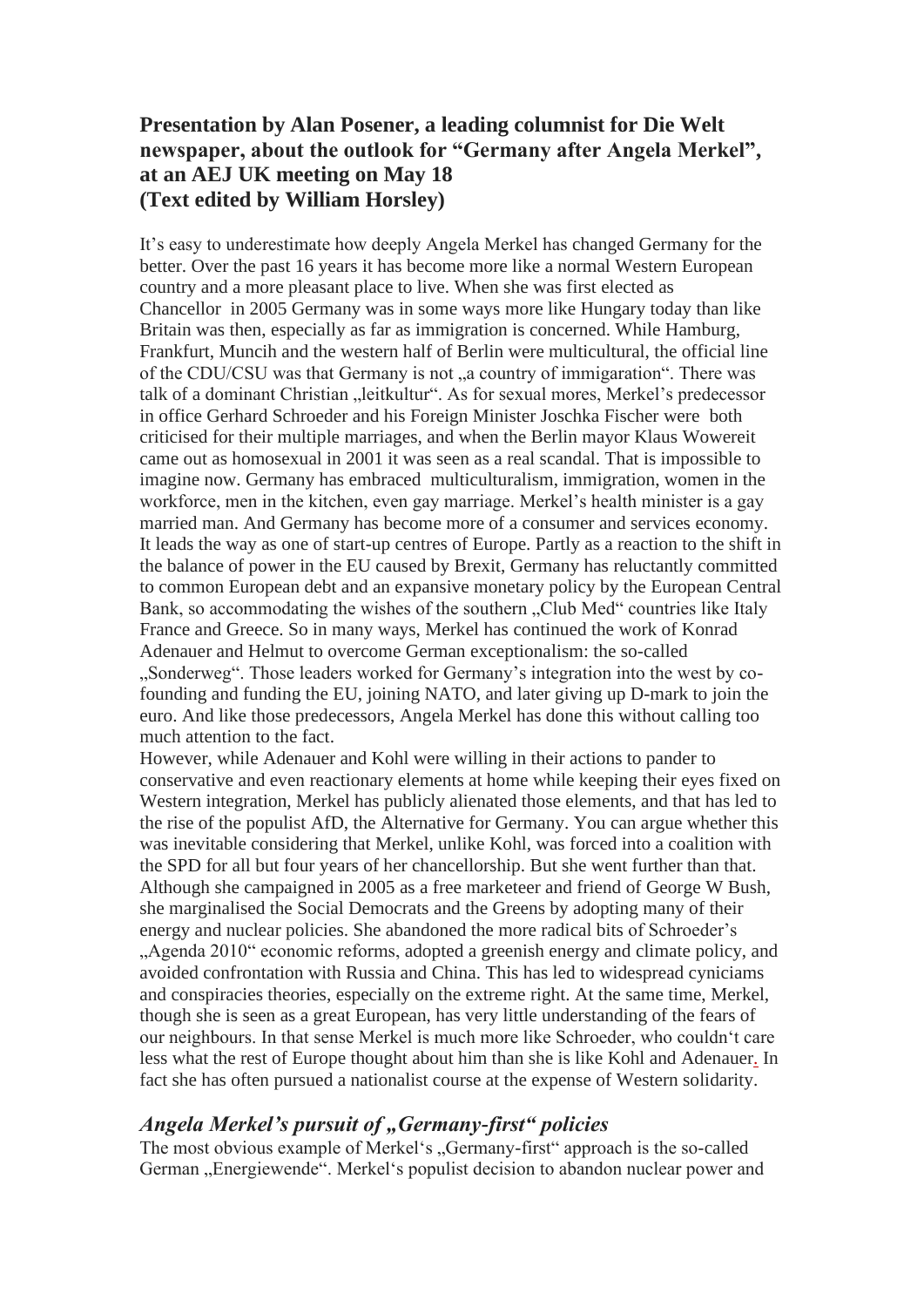## Presentation by Alan Posener, a leading columnist for Die Welt newspaper, about the outlook for "Germany after Angela Merkel", at an AEJ UK meeting on May 18
## (Text edited by William Horsley)

It's easy to underestimate how deeply Angela Merkel has changed Germany for the better. Over the past 16 years it has become more like a normal Western European country and a more pleasant place to live. When she was first elected as Chancellor in 2005 Germany was in some ways more like Hungary today than like Britain was then, especially as far as immigration is concerned. While Hamburg, Frankfurt, Muncih and the western half of Berlin were multicultural, the official line of the CDU/CSU was that Germany is not „a country of immigaration". There was talk of a dominant Christian „leitkultur". As for sexual mores, Merkel's predecessor in office Gerhard Schroeder and his Foreign Minister Joschka Fischer were both criticised for their multiple marriages, and when the Berlin mayor Klaus Wowereit came out as homosexual in 2001 it was seen as a real scandal. That is impossible to imagine now. Germany has embraced multiculturalism, immigration, women in the workforce, men in the kitchen, even gay marriage. Merkel's health minister is a gay married man. And Germany has become more of a consumer and services economy. It leads the way as one of start-up centres of Europe. Partly as a reaction to the shift in the balance of power in the EU caused by Brexit, Germany has reluctantly committed to common European debt and an expansive monetary policy by the European Central Bank, so accommodating the wishes of the southern „Club Med" countries like Italy France and Greece. So in many ways, Merkel has continued the work of Konrad Adenauer and Helmut to overcome German exceptionalism: the so-called „Sonderweg". Those leaders worked for Germany's integration into the west by co-founding and funding the EU, joining NATO, and later giving up D-mark to join the euro. And like those predecessors, Angela Merkel has done this without calling too much attention to the fact.

However, while Adenauer and Kohl were willing in their actions to pander to conservative and even reactionary elements at home while keeping their eyes fixed on Western integration, Merkel has publicly alienated those elements, and that has led to the rise of the populist AfD, the Alternative for Germany. You can argue whether this was inevitable considering that Merkel, unlike Kohl, was forced into a coalition with the SPD for all but four years of her chancellorship. But she went further than that. Although she campaigned in 2005 as a free marketeer and friend of George W Bush, she marginalised the Social Democrats and the Greens by adopting many of their energy and nuclear policies. She abandoned the more radical bits of Schroeder's „Agenda 2010" economic reforms, adopted a greenish energy and climate policy, and avoided confrontation with Russia and China. This has led to widespread cyniciams and conspiracies theories, especially on the extreme right. At the same time, Merkel, though she is seen as a great European, has very little understanding of the fears of our neighbours. In that sense Merkel is much more like Schroeder, who couldn't care less what the rest of Europe thought about him than she is like Kohl and Adenauer. In fact she has often pursued a nationalist course at the expense of Western solidarity.

### *Angela Merkel's pursuit of „Germany-first" policies*

The most obvious example of Merkel's „Germany-first" approach is the so-called German „Energiewende". Merkel's populist decision to abandon nuclear power and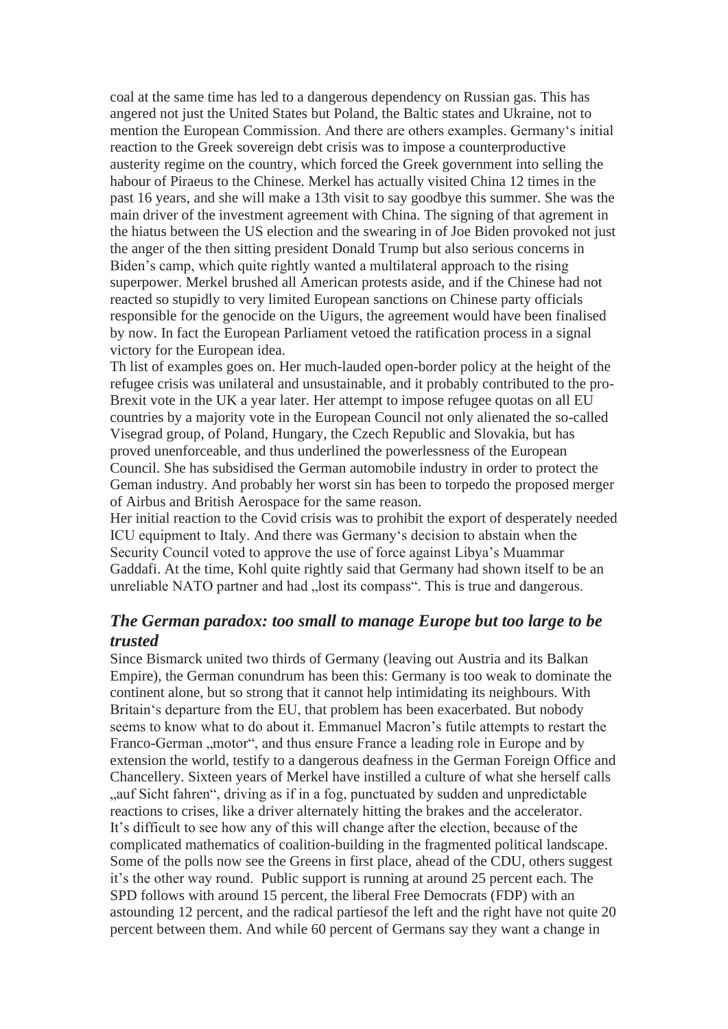coal at the same time has led to a dangerous dependency on Russian gas. This has angered not just the United States but Poland, the Baltic states and Ukraine, not to mention the European Commission. And there are others examples. Germany's initial reaction to the Greek sovereign debt crisis was to impose a counterproductive austerity regime on the country, which forced the Greek government into selling the habour of Piraeus to the Chinese. Merkel has actually visited China 12 times in the past 16 years, and she will make a 13th visit to say goodbye this summer. She was the main driver of the investment agreement with China. The signing of that agrement in the hiatus between the US election and the swearing in of Joe Biden provoked not just the anger of the then sitting president Donald Trump but also serious concerns in Biden's camp, which quite rightly wanted a multilateral approach to the rising superpower. Merkel brushed all American protests aside, and if the Chinese had not reacted so stupidly to very limited European sanctions on Chinese party officials responsible for the genocide on the Uigurs, the agreement would have been finalised by now. In fact the European Parliament vetoed the ratification process in a signal victory for the European idea.

Th list of examples goes on. Her much-lauded open-border policy at the height of the refugee crisis was unilateral and unsustainable, and it probably contributed to the pro-Brexit vote in the UK a year later. Her attempt to impose refugee quotas on all EU countries by a majority vote in the European Council not only alienated the so-called Visegrad group, of Poland, Hungary, the Czech Republic and Slovakia, but has proved unenforceable, and thus underlined the powerlessness of the European Council. She has subsidised the German automobile industry in order to protect the Geman industry. And probably her worst sin has been to torpedo the proposed merger of Airbus and British Aerospace for the same reason.

Her initial reaction to the Covid crisis was to prohibit the export of desperately needed ICU equipment to Italy. And there was Germany's decision to abstain when the Security Council voted to approve the use of force against Libya's Muammar Gaddafi. At the time, Kohl quite rightly said that Germany had shown itself to be an unreliable NATO partner and had „lost its compass". This is true and dangerous.

## *The German paradox: too small to manage Europe but too large to be trusted*

Since Bismarck united two thirds of Germany (leaving out Austria and its Balkan Empire), the German conundrum has been this: Germany is too weak to dominate the continent alone, but so strong that it cannot help intimidating its neighbours. With Britain's departure from the EU, that problem has been exacerbated. But nobody seems to know what to do about it. Emmanuel Macron's futile attempts to restart the Franco-German „motor", and thus ensure France a leading role in Europe and by extension the world, testify to a dangerous deafness in the German Foreign Office and Chancellery. Sixteen years of Merkel have instilled a culture of what she herself calls „auf Sicht fahren", driving as if in a fog, punctuated by sudden and unpredictable reactions to crises, like a driver alternately hitting the brakes and the accelerator.

It's difficult to see how any of this will change after the election, because of the complicated mathematics of coalition-building in the fragmented political landscape. Some of the polls now see the Greens in first place, ahead of the CDU, others suggest it's the other way round. Public support is running at around 25 percent each. The SPD follows with around 15 percent, the liberal Free Democrats (FDP) with an astounding 12 percent, and the radical partiesof the left and the right have not quite 20 percent between them. And while 60 percent of Germans say they want a change in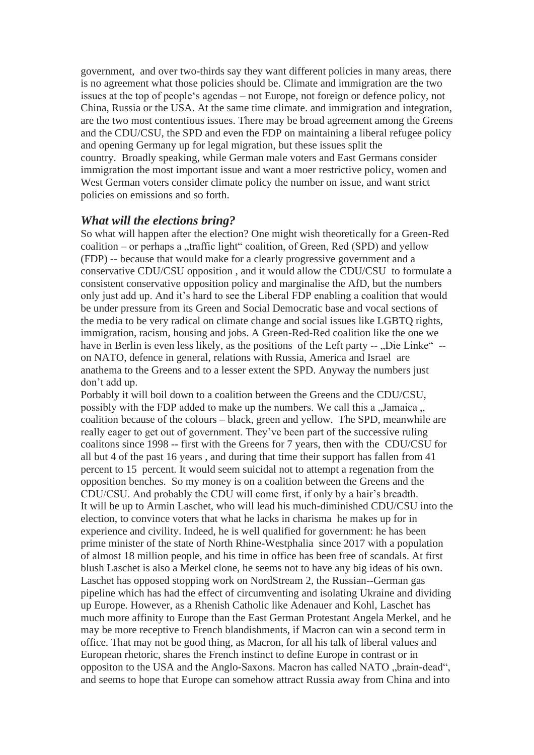government, and over two-thirds say they want different policies in many areas, there is no agreement what those policies should be. Climate and immigration are the two issues at the top of people's agendas – not Europe, not foreign or defence policy, not China, Russia or the USA. At the same time climate. and immigration and integration, are the two most contentious issues. There may be broad agreement among the Greens and the CDU/CSU, the SPD and even the FDP on maintaining a liberal refugee policy and opening Germany up for legal migration, but these issues split the country. Broadly speaking, while German male voters and East Germans consider immigration the most important issue and want a moer restrictive policy, women and West German voters consider climate policy the number on issue, and want strict policies on emissions and so forth.

### *What will the elections bring?*

So what will happen after the election? One might wish theoretically for a Green-Red coalition – or perhaps a „traffic light" coalition, of Green, Red (SPD) and yellow (FDP) -- because that would make for a clearly progressive government and a conservative CDU/CSU opposition , and it would allow the CDU/CSU to formulate a consistent conservative opposition policy and marginalise the AfD, but the numbers only just add up. And it's hard to see the Liberal FDP enabling a coalition that would be under pressure from its Green and Social Democratic base and vocal sections of the media to be very radical on climate change and social issues like LGBTQ rights, immigration, racism, housing and jobs. A Green-Red-Red coalition like the one we have in Berlin is even less likely, as the positions of the Left party -- „Die Linke" -- on NATO, defence in general, relations with Russia, America and Israel are anathema to the Greens and to a lesser extent the SPD. Anyway the numbers just don't add up.

Porbably it will boil down to a coalition between the Greens and the CDU/CSU, possibly with the FDP added to make up the numbers. We call this a „Jamaica „ coalition because of the colours – black, green and yellow. The SPD, meanwhile are really eager to get out of government. They've been part of the successive ruling coalitons since 1998 -- first with the Greens for 7 years, then with the CDU/CSU for all but 4 of the past 16 years , and during that time their support has fallen from 41 percent to 15 percent. It would seem suicidal not to attempt a regenation from the opposition benches. So my money is on a coalition between the Greens and the CDU/CSU. And probably the CDU will come first, if only by a hair's breadth.

It will be up to Armin Laschet, who will lead his much-diminished CDU/CSU into the election, to convince voters that what he lacks in charisma he makes up for in experience and civility. Indeed, he is well qualified for government: he has been prime minister of the state of North Rhine-Westphalia since 2017 with a population of almost 18 million people, and his time in office has been free of scandals. At first blush Laschet is also a Merkel clone, he seems not to have any big ideas of his own. Laschet has opposed stopping work on NordStream 2, the Russian--German gas pipeline which has had the effect of circumventing and isolating Ukraine and dividing up Europe. However, as a Rhenish Catholic like Adenauer and Kohl, Laschet has much more affinity to Europe than the East German Protestant Angela Merkel, and he may be more receptive to French blandishments, if Macron can win a second term in office. That may not be good thing, as Macron, for all his talk of liberal values and European rhetoric, shares the French instinct to define Europe in contrast or in oppositon to the USA and the Anglo-Saxons. Macron has called NATO „brain-dead", and seems to hope that Europe can somehow attract Russia away from China and into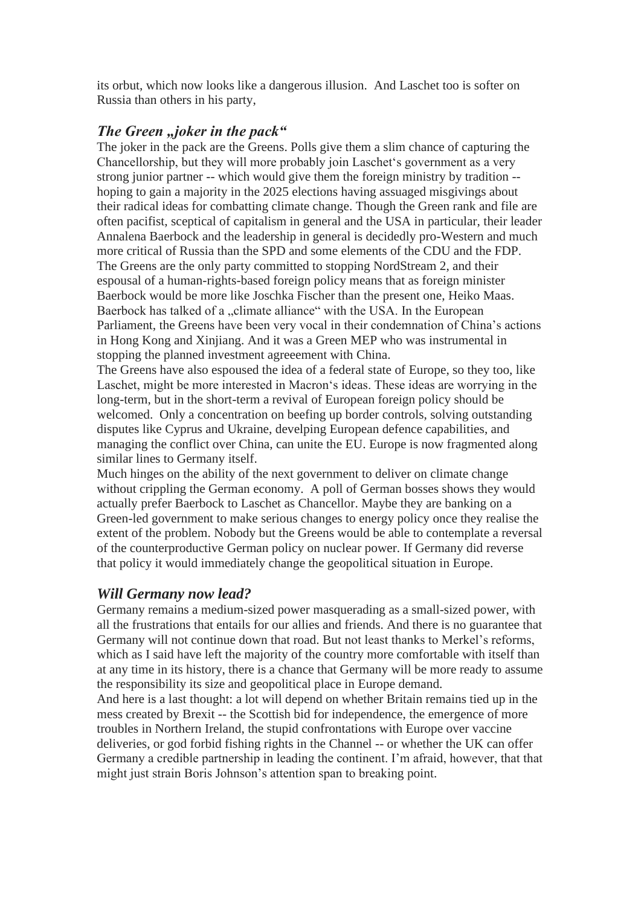its orbut, which now looks like a dangerous illusion. And Laschet too is softer on Russia than others in his party,

## *The Green „joker in the pack“*

The joker in the pack are the Greens. Polls give them a slim chance of capturing the Chancellorship, but they will more probably join Laschet‘s government as a very strong junior partner -- which would give them the foreign ministry by tradition -- hoping to gain a majority in the 2025 elections having assuaged misgivings about their radical ideas for combatting climate change. Though the Green rank and file are often pacifist, sceptical of capitalism in general and the USA in particular, their leader Annalena Baerbock and the leadership in general is decidedly pro-Western and much more critical of Russia than the SPD and some elements of the CDU and the FDP. The Greens are the only party committed to stopping NordStream 2, and their espousal of a human-rights-based foreign policy means that as foreign minister Baerbock would be more like Joschka Fischer than the present one, Heiko Maas. Baerbock has talked of a „climate alliance“ with the USA. In the European Parliament, the Greens have been very vocal in their condemnation of China's actions in Hong Kong and Xinjiang. And it was a Green MEP who was instrumental in stopping the planned investment agreeement with China.

The Greens have also espoused the idea of a federal state of Europe, so they too, like Laschet, might be more interested in Macron‘s ideas. These ideas are worrying in the long-term, but in the short-term a revival of European foreign policy should be welcomed. Only a concentration on beefing up border controls, solving outstanding disputes like Cyprus and Ukraine, develping European defence capabilities, and managing the conflict over China, can unite the EU. Europe is now fragmented along similar lines to Germany itself.

Much hinges on the ability of the next government to deliver on climate change without crippling the German economy. A poll of German bosses shows they would actually prefer Baerbock to Laschet as Chancellor. Maybe they are banking on a Green-led government to make serious changes to energy policy once they realise the extent of the problem. Nobody but the Greens would be able to contemplate a reversal of the counterproductive German policy on nuclear power. If Germany did reverse that policy it would immediately change the geopolitical situation in Europe.

## *Will Germany now lead?*

Germany remains a medium-sized power masquerading as a small-sized power, with all the frustrations that entails for our allies and friends. And there is no guarantee that Germany will not continue down that road. But not least thanks to Merkel's reforms, which as I said have left the majority of the country more comfortable with itself than at any time in its history, there is a chance that Germany will be more ready to assume the responsibility its size and geopolitical place in Europe demand.

And here is a last thought: a lot will depend on whether Britain remains tied up in the mess created by Brexit -- the Scottish bid for independence, the emergence of more troubles in Northern Ireland, the stupid confrontations with Europe over vaccine deliveries, or god forbid fishing rights in the Channel -- or whether the UK can offer Germany a credible partnership in leading the continent. I'm afraid, however, that that might just strain Boris Johnson's attention span to breaking point.